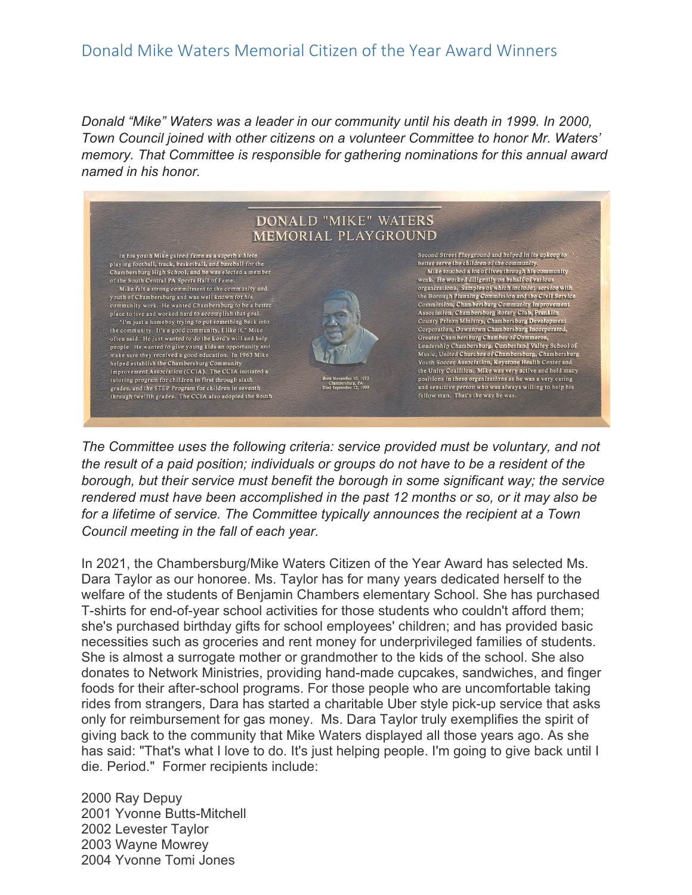# Donald Mike Waters Memorial Citizen of the Year Award Winners

*Donald "Mike" Waters was a leader in our community until his death in 1999. In 2000, Town Council joined with other citizens on a volunteer Committee to honor Mr. Waters' memory. That Committee is responsible for gathering nominations for this annual award named in his honor.*

## DONALD "MIKE" WATERS MEMORIAL PLAYGROUND

In his youth Mike gained fame as a superb athlete playing football, track, basketball, and baseball for the Chambersburg High School, and he was elected a member of the South Central PA Sports Hall of Fame.

Mike felt a strong commitment to the community and youth of Chambersburg and was well known for his community work. He wanted Chambersburg to be a better place to live and worked hard to accomplish that goal.

"I'm just a homeboy trying to put something back into the community. It's a good community, I like it," Mike often said. He just wanted to do the Lord's will and help people. He wanted to give young kids an opportunity and make sure they received a good education. In 1963 Mike helped establish the Chambersburg Community Improvement Association (CCIA). The CCIA initiated a tutoring program for children in first through sixth grades, and the STEP Program for children in seventh through twelfth grades. The CCIA also adopted the South Second Street Playground and helped in its upkeep to better serve the children of the community.

Mike touched a lot of lives through his community work. He worked diligently on behalf of various organizations. Samples of which include: service with the Borough Planning Commission and the Civil Service Commission, Chambersburg Community Improvement Association, Chambersburg Rotary Club, Franklin County Prison Ministry, Chambersburg Development Corporation, Downtown Chambersburg Incorporated, Greater Chambersburg Chamber of Commerce, Leadership Chambersburg, Cumberland Valley School of Music, United Churches of Chambersburg, Chambersburg Youth Soccer Association, Keystone Health Center and the Unity Coalition. Mike was very active and held many positions in these organizations as he was a very caring and sensitive person who was always willing to help his fellow man. That's the way he was.

Born November 10, 1932
Chambersburg, PA
Died September 12, 1999

*The Committee uses the following criteria: service provided must be voluntary, and not the result of a paid position; individuals or groups do not have to be a resident of the borough, but their service must benefit the borough in some significant way; the service rendered must have been accomplished in the past 12 months or so, or it may also be for a lifetime of service. The Committee typically announces the recipient at a Town Council meeting in the fall of each year.*

In 2021, the Chambersburg/Mike Waters Citizen of the Year Award has selected Ms. Dara Taylor as our honoree. Ms. Taylor has for many years dedicated herself to the welfare of the students of Benjamin Chambers elementary School. She has purchased T-shirts for end-of-year school activities for those students who couldn't afford them; she's purchased birthday gifts for school employees' children; and has provided basic necessities such as groceries and rent money for underprivileged families of students. She is almost a surrogate mother or grandmother to the kids of the school. She also donates to Network Ministries, providing hand-made cupcakes, sandwiches, and finger foods for their after-school programs. For those people who are uncomfortable taking rides from strangers, Dara has started a charitable Uber style pick-up service that asks only for reimbursement for gas money. Ms. Dara Taylor truly exemplifies the spirit of giving back to the community that Mike Waters displayed all those years ago. As she has said: "That's what I love to do. It's just helping people. I'm going to give back until I die. Period." Former recipients include:

2000 Ray Depuy
2001 Yvonne Butts-Mitchell
2002 Levester Taylor
2003 Wayne Mowrey
2004 Yvonne Tomi Jones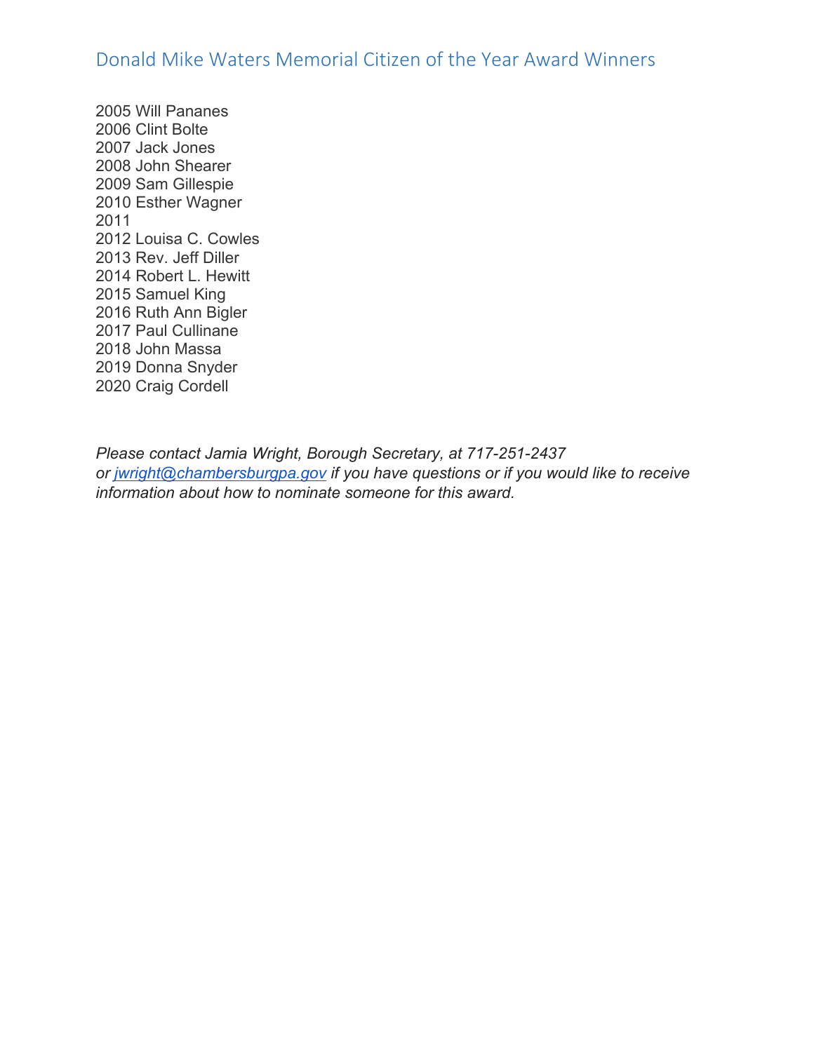## Donald Mike Waters Memorial Citizen of the Year Award Winners

2005 Will Pananes  
2006 Clint Bolte  
2007 Jack Jones  
2008 John Shearer  
2009 Sam Gillespie  
2010 Esther Wagner  
2011  
2012 Louisa C. Cowles  
2013 Rev. Jeff Diller  
2014 Robert L. Hewitt  
2015 Samuel King  
2016 Ruth Ann Bigler  
2017 Paul Cullinane  
2018 John Massa  
2019 Donna Snyder  
2020 Craig Cordell

*Please contact Jamia Wright, Borough Secretary, at 717-251-2437 or [jwright@chambersburgpa.gov](mailto:jwright@chambersburgpa.gov) if you have questions or if you would like to receive information about how to nominate someone for this award.*